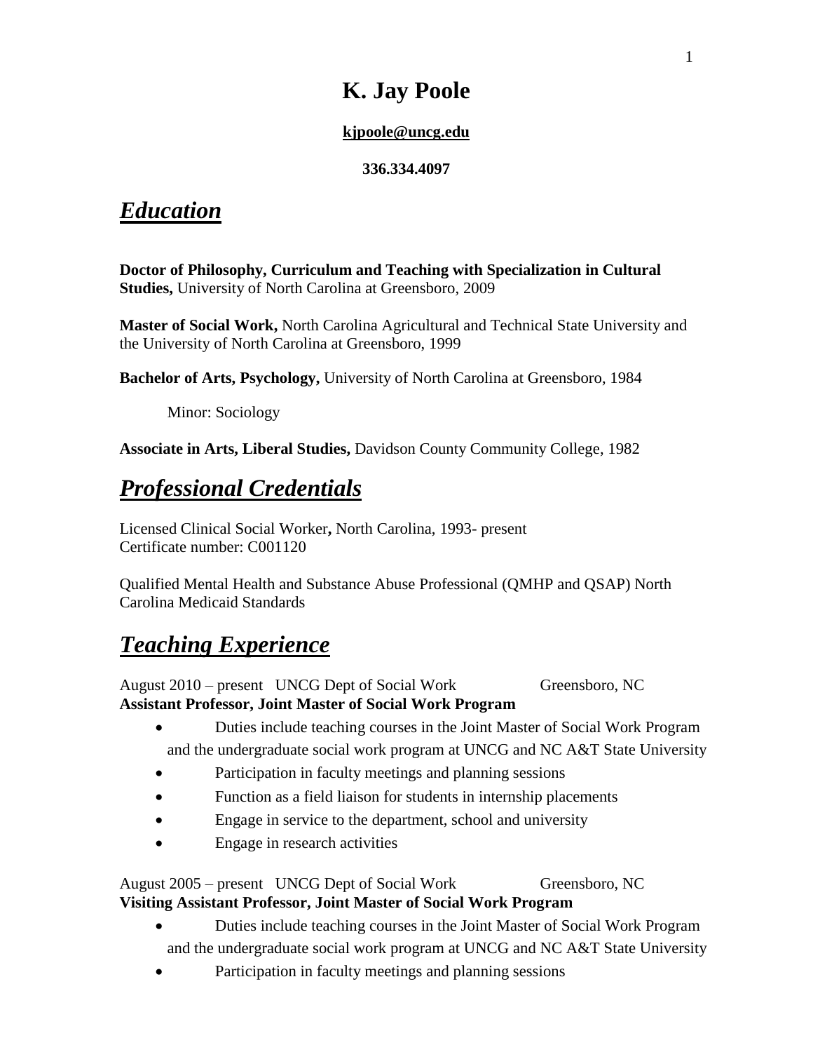# K. Jay Poole

**kjpoole@uncg.edu**

**336.334.4097**

## *Education*

**Doctor of Philosophy, Curriculum and Teaching with Specialization in Cultural Studies,** University of North Carolina at Greensboro, 2009

**Master of Social Work,** North Carolina Agricultural and Technical State University and the University of North Carolina at Greensboro, 1999

**Bachelor of Arts, Psychology,** University of North Carolina at Greensboro, 1984

Minor: Sociology

**Associate in Arts, Liberal Studies,** Davidson County Community College, 1982

## *Professional Credentials*

Licensed Clinical Social Worker**,** North Carolina, 1993- present
Certificate number: C001120

Qualified Mental Health and Substance Abuse Professional (QMHP and QSAP) North Carolina Medicaid Standards

## *Teaching Experience*

August 2010 – present UNCG Dept of Social Work Greensboro, NC
**Assistant Professor, Joint Master of Social Work Program**

- Duties include teaching courses in the Joint Master of Social Work Program and the undergraduate social work program at UNCG and NC A&T State University
- Participation in faculty meetings and planning sessions
- Function as a field liaison for students in internship placements
- Engage in service to the department, school and university
- Engage in research activities

August 2005 – present UNCG Dept of Social Work Greensboro, NC
**Visiting Assistant Professor, Joint Master of Social Work Program**

- Duties include teaching courses in the Joint Master of Social Work Program and the undergraduate social work program at UNCG and NC A&T State University
- Participation in faculty meetings and planning sessions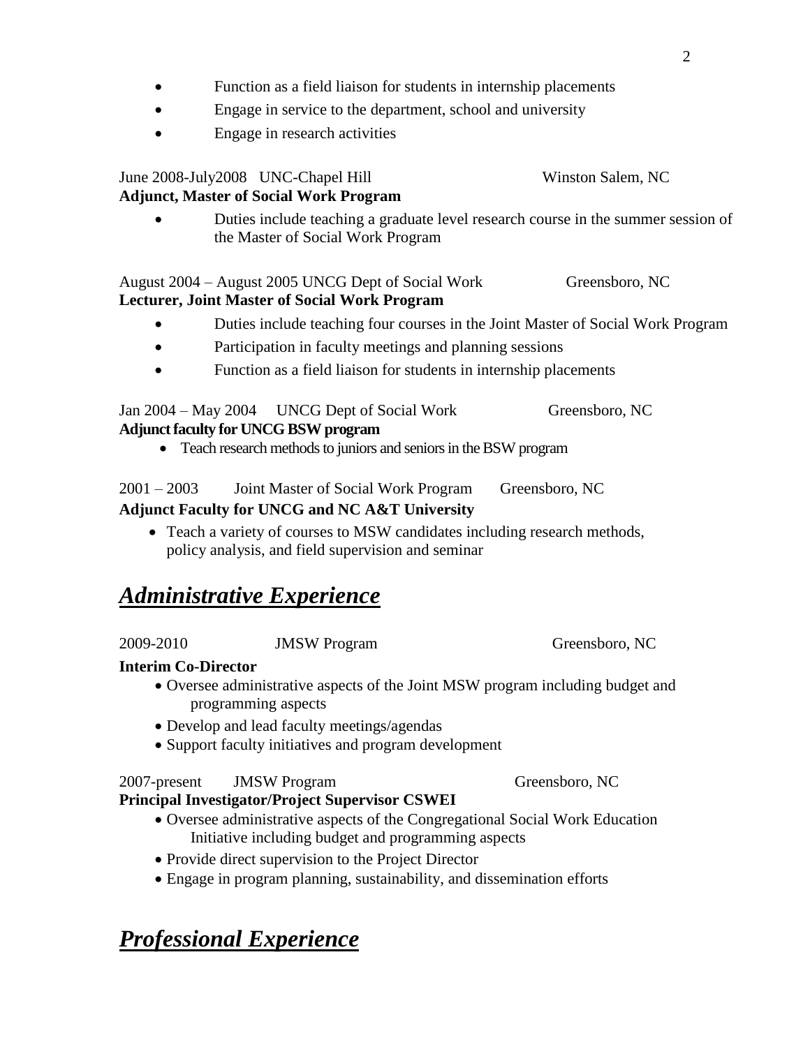- Function as a field liaison for students in internship placements
- Engage in service to the department, school and university
- Engage in research activities

June 2008-July2008 UNC-Chapel Hill Winston Salem, NC
**Adjunct, Master of Social Work Program**

- Duties include teaching a graduate level research course in the summer session of the Master of Social Work Program

August 2004 – August 2005 UNCG Dept of Social Work Greensboro, NC
**Lecturer, Joint Master of Social Work Program**

- Duties include teaching four courses in the Joint Master of Social Work Program
- Participation in faculty meetings and planning sessions
- Function as a field liaison for students in internship placements

Jan 2004 – May 2004 UNCG Dept of Social Work Greensboro, NC
**Adjunct faculty for UNCG BSW program**

- Teach research methods to juniors and seniors in the BSW program

2001 – 2003 Joint Master of Social Work Program Greensboro, NC
**Adjunct Faculty for UNCG and NC A&T University**

- Teach a variety of courses to MSW candidates including research methods, policy analysis, and field supervision and seminar

## ***Administrative Experience***

2009-2010 JMSW Program Greensboro, NC
**Interim Co-Director**

- Oversee administrative aspects of the Joint MSW program including budget and programming aspects
- Develop and lead faculty meetings/agendas
- Support faculty initiatives and program development

2007-present JMSW Program Greensboro, NC
**Principal Investigator/Project Supervisor CSWEI**

- Oversee administrative aspects of the Congregational Social Work Education Initiative including budget and programming aspects
- Provide direct supervision to the Project Director
- Engage in program planning, sustainability, and dissemination efforts

## ***Professional Experience***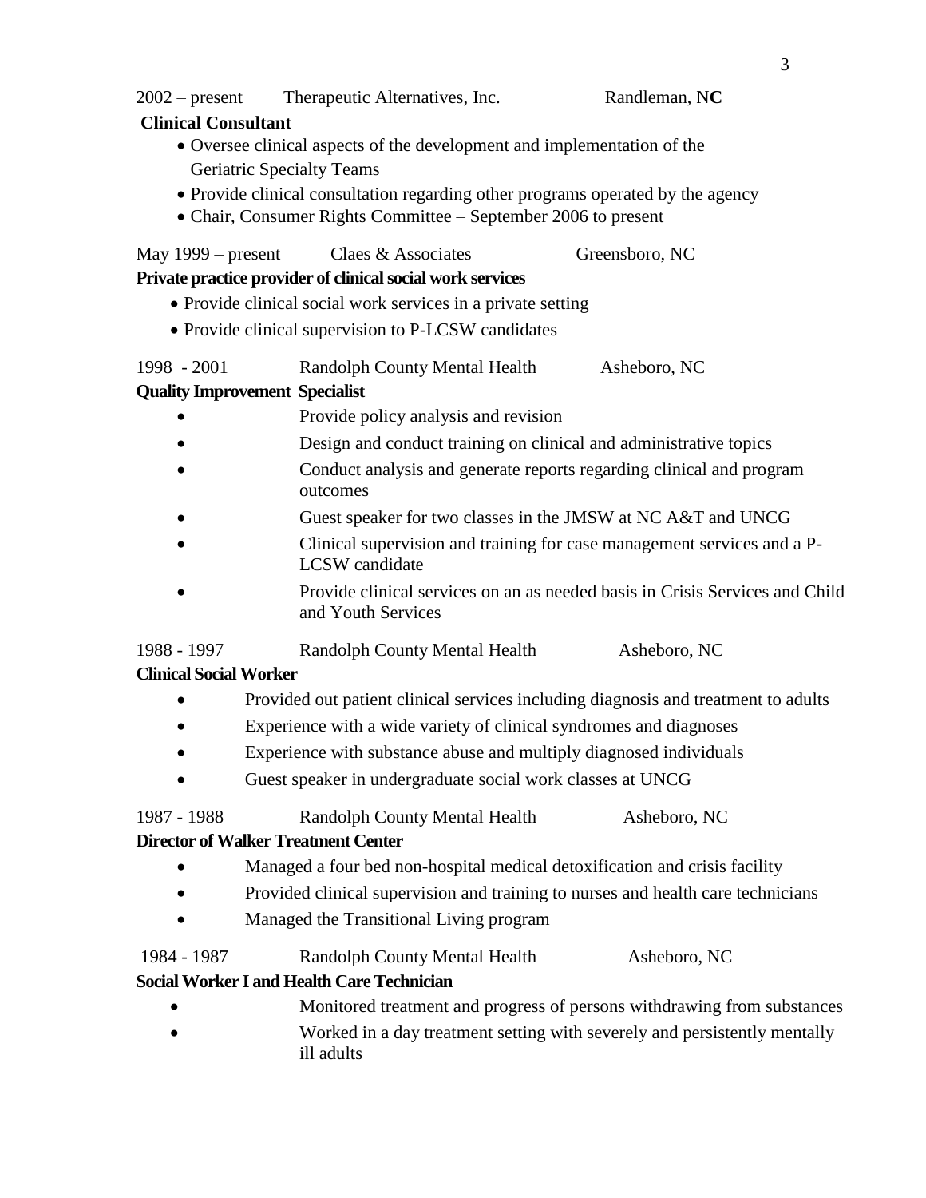2002 – present Therapeutic Alternatives, Inc. Randleman, NC

**Clinical Consultant**

- Oversee clinical aspects of the development and implementation of the Geriatric Specialty Teams
- Provide clinical consultation regarding other programs operated by the agency
- Chair, Consumer Rights Committee – September 2006 to present

May 1999 – present Claes & Associates Greensboro, NC

**Private practice provider of clinical social work services**

- Provide clinical social work services in a private setting
- Provide clinical supervision to P-LCSW candidates

1998 - 2001 Randolph County Mental Health Asheboro, NC

**Quality Improvement Specialist**

- Provide policy analysis and revision
- Design and conduct training on clinical and administrative topics
- Conduct analysis and generate reports regarding clinical and program outcomes
- Guest speaker for two classes in the JMSW at NC A&T and UNCG
- Clinical supervision and training for case management services and a P-LCSW candidate
- Provide clinical services on an as needed basis in Crisis Services and Child and Youth Services

1988 - 1997 Randolph County Mental Health Asheboro, NC

**Clinical Social Worker**

- Provided out patient clinical services including diagnosis and treatment to adults
- Experience with a wide variety of clinical syndromes and diagnoses
- Experience with substance abuse and multiply diagnosed individuals
- Guest speaker in undergraduate social work classes at UNCG

1987 - 1988 Randolph County Mental Health Asheboro, NC

**Director of Walker Treatment Center**

- Managed a four bed non-hospital medical detoxification and crisis facility
- Provided clinical supervision and training to nurses and health care technicians
- Managed the Transitional Living program

1984 - 1987 Randolph County Mental Health Asheboro, NC

**Social Worker I and Health Care Technician**

- Monitored treatment and progress of persons withdrawing from substances
- Worked in a day treatment setting with severely and persistently mentally ill adults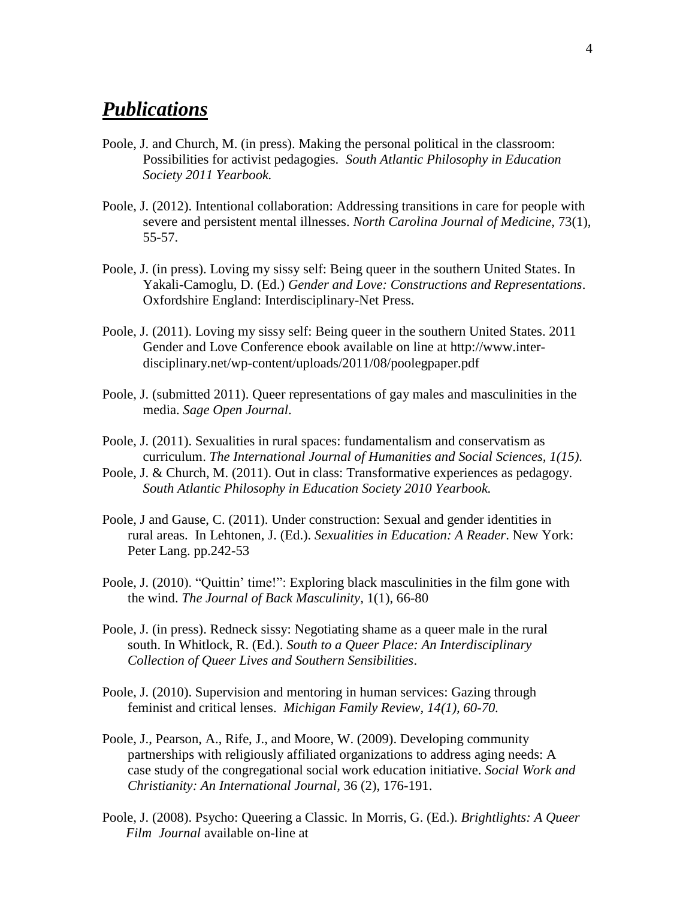# ***Publications***

Poole, J. and Church, M. (in press). Making the personal political in the classroom: Possibilities for activist pedagogies. *South Atlantic Philosophy in Education Society 2011 Yearbook.*

Poole, J. (2012). Intentional collaboration: Addressing transitions in care for people with severe and persistent mental illnesses. *North Carolina Journal of Medicine*, 73(1), 55-57.

Poole, J. (in press). Loving my sissy self: Being queer in the southern United States. In Yakali-Camoglu, D. (Ed.) *Gender and Love: Constructions and Representations*. Oxfordshire England: Interdisciplinary-Net Press.

Poole, J. (2011). Loving my sissy self: Being queer in the southern United States. 2011 Gender and Love Conference ebook available on line at http://www.inter-disciplinary.net/wp-content/uploads/2011/08/poolegpaper.pdf

Poole, J. (submitted 2011). Queer representations of gay males and masculinities in the media. *Sage Open Journal*.

Poole, J. (2011). Sexualities in rural spaces: fundamentalism and conservatism as curriculum. *The International Journal of Humanities and Social Sciences, 1(15).*

Poole, J. & Church, M. (2011). Out in class: Transformative experiences as pedagogy. *South Atlantic Philosophy in Education Society 2010 Yearbook.*

Poole, J and Gause, C. (2011). Under construction: Sexual and gender identities in rural areas. In Lehtonen, J. (Ed.). *Sexualities in Education: A Reader*. New York: Peter Lang. pp.242-53

Poole, J. (2010). "Quittin' time!": Exploring black masculinities in the film gone with the wind. *The Journal of Back Masculinity*, 1(1), 66-80

Poole, J. (in press). Redneck sissy: Negotiating shame as a queer male in the rural south. In Whitlock, R. (Ed.). *South to a Queer Place: An Interdisciplinary Collection of Queer Lives and Southern Sensibilities*.

Poole, J. (2010). Supervision and mentoring in human services: Gazing through feminist and critical lenses. *Michigan Family Review, 14(1), 60-70.*

Poole, J., Pearson, A., Rife, J., and Moore, W. (2009). Developing community partnerships with religiously affiliated organizations to address aging needs: A case study of the congregational social work education initiative. *Social Work and Christianity: An International Journal*, 36 (2), 176-191.

Poole, J. (2008). Psycho: Queering a Classic. In Morris, G. (Ed.). *Brightlights: A Queer Film Journal* available on-line at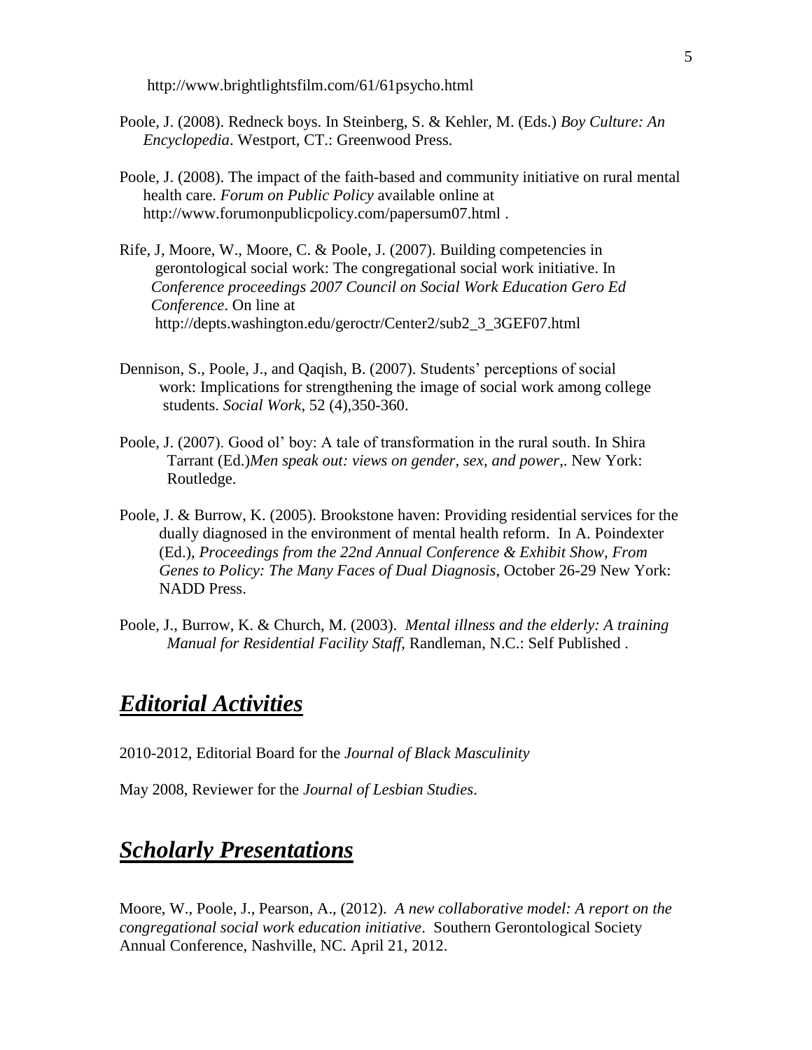http://www.brightlightsfilm.com/61/61psycho.html

Poole, J. (2008). Redneck boys. In Steinberg, S. & Kehler, M. (Eds.) *Boy Culture: An Encyclopedia*. Westport, CT.: Greenwood Press.

Poole, J. (2008). The impact of the faith-based and community initiative on rural mental health care. *Forum on Public Policy* available online at http://www.forumonpublicpolicy.com/papersum07.html .

Rife, J, Moore, W., Moore, C. & Poole, J. (2007). Building competencies in gerontological social work: The congregational social work initiative. In *Conference proceedings 2007 Council on Social Work Education Gero Ed Conference*. On line at http://depts.washington.edu/geroctr/Center2/sub2_3_3GEF07.html

Dennison, S., Poole, J., and Qaqish, B. (2007). Students' perceptions of social work: Implications for strengthening the image of social work among college students. *Social Work*, 52 (4),350-360.

Poole, J. (2007). Good ol' boy: A tale of transformation in the rural south. In Shira Tarrant (Ed.)*Men speak out: views on gender, sex, and power*,. New York: Routledge.

Poole, J. & Burrow, K. (2005). Brookstone haven: Providing residential services for the dually diagnosed in the environment of mental health reform. In A. Poindexter (Ed.), *Proceedings from the 22nd Annual Conference & Exhibit Show, From Genes to Policy: The Many Faces of Dual Diagnosis*, October 26-29 New York: NADD Press.

Poole, J., Burrow, K. & Church, M. (2003). *Mental illness and the elderly: A training Manual for Residential Facility Staff,* Randleman, N.C.: Self Published .

## ***Editorial Activities***

2010-2012, Editorial Board for the *Journal of Black Masculinity*

May 2008, Reviewer for the *Journal of Lesbian Studies*.

## ***Scholarly Presentations***

Moore, W., Poole, J., Pearson, A., (2012). *A new collaborative model: A report on the congregational social work education initiative*. Southern Gerontological Society Annual Conference, Nashville, NC. April 21, 2012.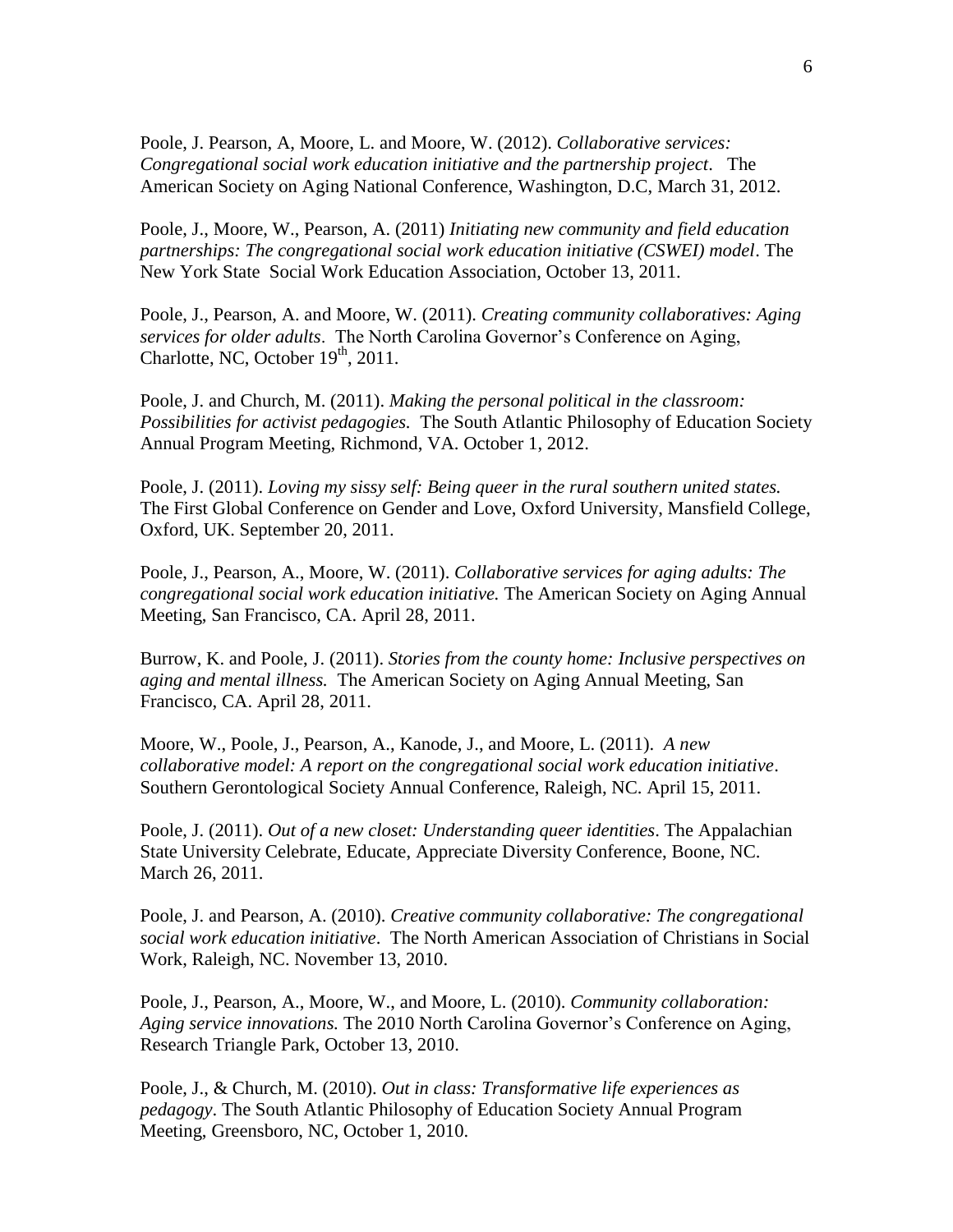Poole, J. Pearson, A, Moore, L. and Moore, W. (2012). *Collaborative services: Congregational social work education initiative and the partnership project*. The American Society on Aging National Conference, Washington, D.C, March 31, 2012.

Poole, J., Moore, W., Pearson, A. (2011) *Initiating new community and field education partnerships: The congregational social work education initiative (CSWEI) model*. The New York State Social Work Education Association, October 13, 2011.

Poole, J., Pearson, A. and Moore, W. (2011). *Creating community collaboratives: Aging services for older adults*. The North Carolina Governor's Conference on Aging, Charlotte, NC, October 19th, 2011.

Poole, J. and Church, M. (2011). *Making the personal political in the classroom: Possibilities for activist pedagogies.* The South Atlantic Philosophy of Education Society Annual Program Meeting, Richmond, VA. October 1, 2012.

Poole, J. (2011). *Loving my sissy self: Being queer in the rural southern united states.* The First Global Conference on Gender and Love, Oxford University, Mansfield College, Oxford, UK. September 20, 2011.

Poole, J., Pearson, A., Moore, W. (2011). *Collaborative services for aging adults: The congregational social work education initiative.* The American Society on Aging Annual Meeting, San Francisco, CA. April 28, 2011.

Burrow, K. and Poole, J. (2011). *Stories from the county home: Inclusive perspectives on aging and mental illness.* The American Society on Aging Annual Meeting, San Francisco, CA. April 28, 2011.

Moore, W., Poole, J., Pearson, A., Kanode, J., and Moore, L. (2011). *A new collaborative model: A report on the congregational social work education initiative*. Southern Gerontological Society Annual Conference, Raleigh, NC. April 15, 2011.

Poole, J. (2011). *Out of a new closet: Understanding queer identities*. The Appalachian State University Celebrate, Educate, Appreciate Diversity Conference, Boone, NC. March 26, 2011.

Poole, J. and Pearson, A. (2010). *Creative community collaborative: The congregational social work education initiative*. The North American Association of Christians in Social Work, Raleigh, NC. November 13, 2010.

Poole, J., Pearson, A., Moore, W., and Moore, L. (2010). *Community collaboration: Aging service innovations.* The 2010 North Carolina Governor's Conference on Aging, Research Triangle Park, October 13, 2010.

Poole, J., & Church, M. (2010). *Out in class: Transformative life experiences as pedagogy*. The South Atlantic Philosophy of Education Society Annual Program Meeting, Greensboro, NC, October 1, 2010.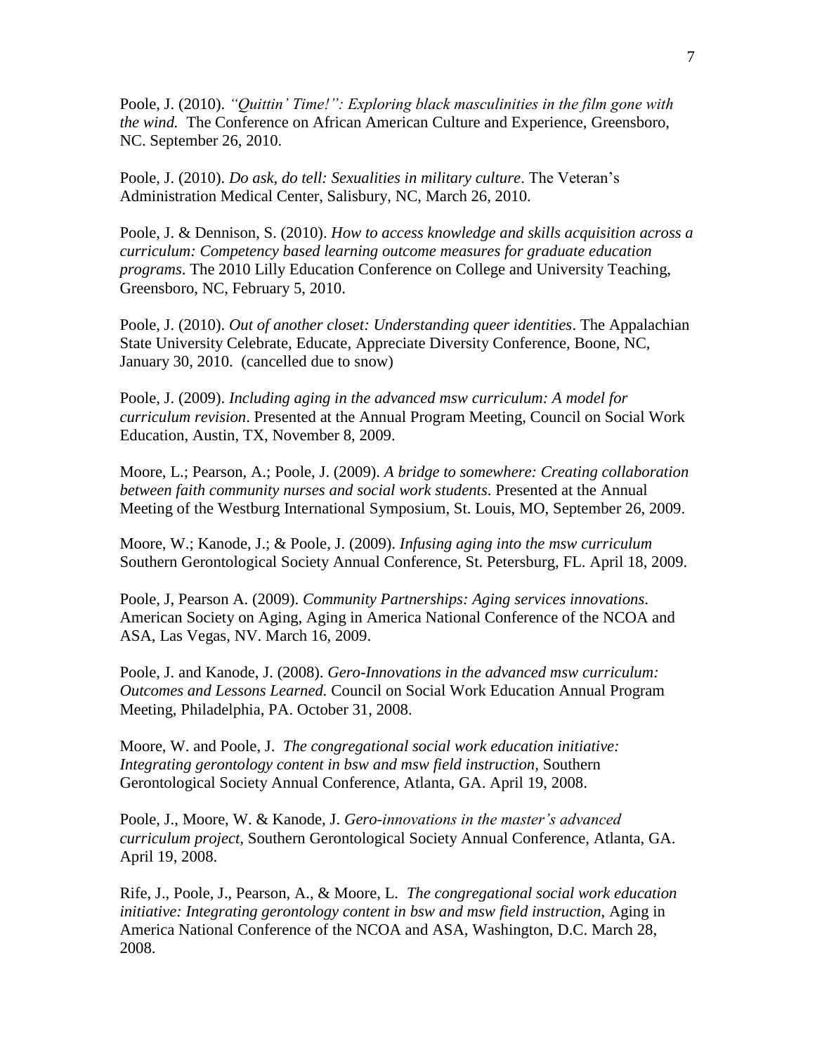Poole, J. (2010). *"Quittin' Time!": Exploring black masculinities in the film gone with the wind.* The Conference on African American Culture and Experience, Greensboro, NC. September 26, 2010.

Poole, J. (2010). *Do ask, do tell: Sexualities in military culture*. The Veteran's Administration Medical Center, Salisbury, NC, March 26, 2010.

Poole, J. & Dennison, S. (2010). *How to access knowledge and skills acquisition across a curriculum: Competency based learning outcome measures for graduate education programs*. The 2010 Lilly Education Conference on College and University Teaching, Greensboro, NC, February 5, 2010.

Poole, J. (2010). *Out of another closet: Understanding queer identities*. The Appalachian State University Celebrate, Educate, Appreciate Diversity Conference, Boone, NC, January 30, 2010. (cancelled due to snow)

Poole, J. (2009). *Including aging in the advanced msw curriculum: A model for curriculum revision*. Presented at the Annual Program Meeting, Council on Social Work Education, Austin, TX, November 8, 2009.

Moore, L.; Pearson, A.; Poole, J. (2009). *A bridge to somewhere: Creating collaboration between faith community nurses and social work students*. Presented at the Annual Meeting of the Westburg International Symposium, St. Louis, MO, September 26, 2009.

Moore, W.; Kanode, J.; & Poole, J. (2009). *Infusing aging into the msw curriculum* Southern Gerontological Society Annual Conference, St. Petersburg, FL. April 18, 2009.

Poole, J, Pearson A. (2009). *Community Partnerships: Aging services innovations*. American Society on Aging, Aging in America National Conference of the NCOA and ASA, Las Vegas, NV. March 16, 2009.

Poole, J. and Kanode, J. (2008). *Gero-Innovations in the advanced msw curriculum: Outcomes and Lessons Learned.* Council on Social Work Education Annual Program Meeting, Philadelphia, PA. October 31, 2008.

Moore, W. and Poole, J. *The congregational social work education initiative: Integrating gerontology content in bsw and msw field instruction*, Southern Gerontological Society Annual Conference, Atlanta, GA. April 19, 2008.

Poole, J., Moore, W. & Kanode, J. *Gero-innovations in the master's advanced curriculum project,* Southern Gerontological Society Annual Conference, Atlanta, GA. April 19, 2008.

Rife, J., Poole, J., Pearson, A., & Moore, L. *The congregational social work education initiative: Integrating gerontology content in bsw and msw field instruction,* Aging in America National Conference of the NCOA and ASA, Washington, D.C. March 28, 2008.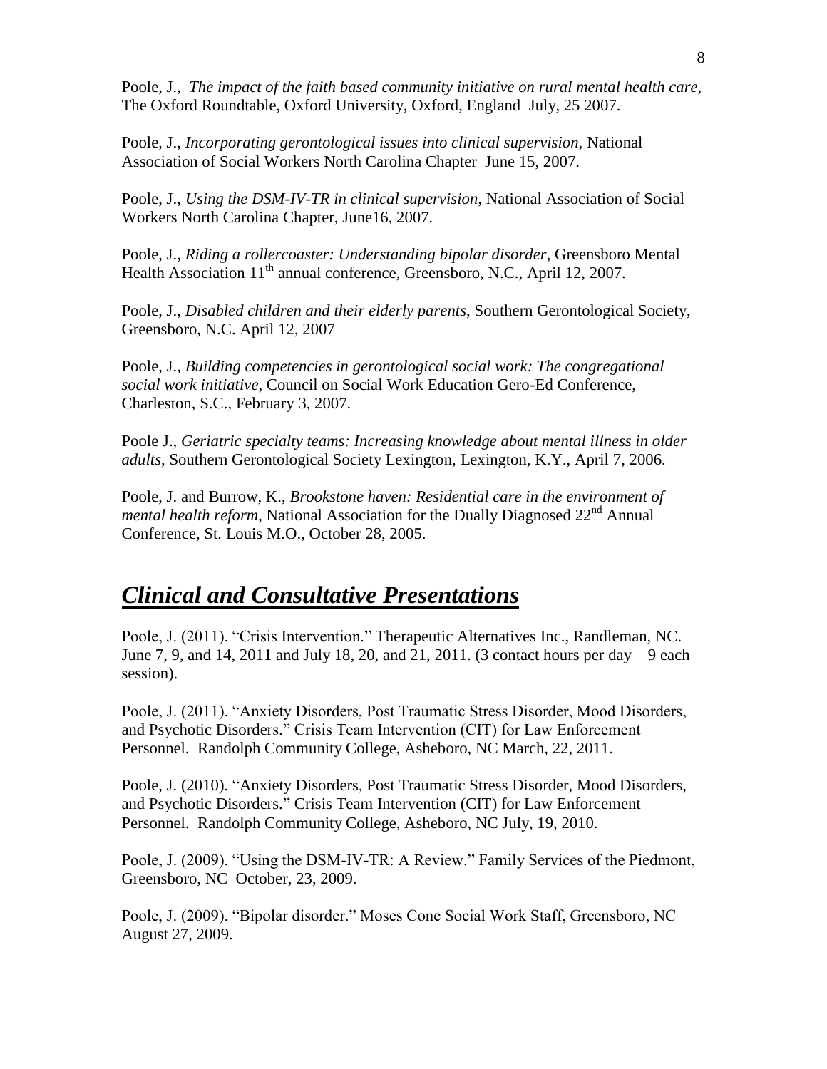Poole, J., *The impact of the faith based community initiative on rural mental health care*, The Oxford Roundtable, Oxford University, Oxford, England July, 25 2007.

Poole, J., *Incorporating gerontological issues into clinical supervision*, National Association of Social Workers North Carolina Chapter June 15, 2007.

Poole, J., *Using the DSM-IV-TR in clinical supervision*, National Association of Social Workers North Carolina Chapter, June16, 2007.

Poole, J., *Riding a rollercoaster: Understanding bipolar disorder*, Greensboro Mental Health Association 11th annual conference, Greensboro, N.C., April 12, 2007.

Poole, J., *Disabled children and their elderly parents*, Southern Gerontological Society, Greensboro, N.C. April 12, 2007

Poole, J., *Building competencies in gerontological social work: The congregational social work initiative*, Council on Social Work Education Gero-Ed Conference, Charleston, S.C., February 3, 2007.

Poole J., *Geriatric specialty teams: Increasing knowledge about mental illness in older adults*, Southern Gerontological Society Lexington, Lexington, K.Y., April 7, 2006.

Poole, J. and Burrow, K., *Brookstone haven: Residential care in the environment of mental health reform*, National Association for the Dually Diagnosed 22nd Annual Conference, St. Louis M.O., October 28, 2005.

## ***Clinical and Consultative Presentations***

Poole, J. (2011). "Crisis Intervention." Therapeutic Alternatives Inc., Randleman, NC. June 7, 9, and 14, 2011 and July 18, 20, and 21, 2011. (3 contact hours per day – 9 each session).

Poole, J. (2011). "Anxiety Disorders, Post Traumatic Stress Disorder, Mood Disorders, and Psychotic Disorders." Crisis Team Intervention (CIT) for Law Enforcement Personnel. Randolph Community College, Asheboro, NC March, 22, 2011.

Poole, J. (2010). "Anxiety Disorders, Post Traumatic Stress Disorder, Mood Disorders, and Psychotic Disorders." Crisis Team Intervention (CIT) for Law Enforcement Personnel. Randolph Community College, Asheboro, NC July, 19, 2010.

Poole, J. (2009). "Using the DSM-IV-TR: A Review." Family Services of the Piedmont, Greensboro, NC October, 23, 2009.

Poole, J. (2009). "Bipolar disorder." Moses Cone Social Work Staff, Greensboro, NC August 27, 2009.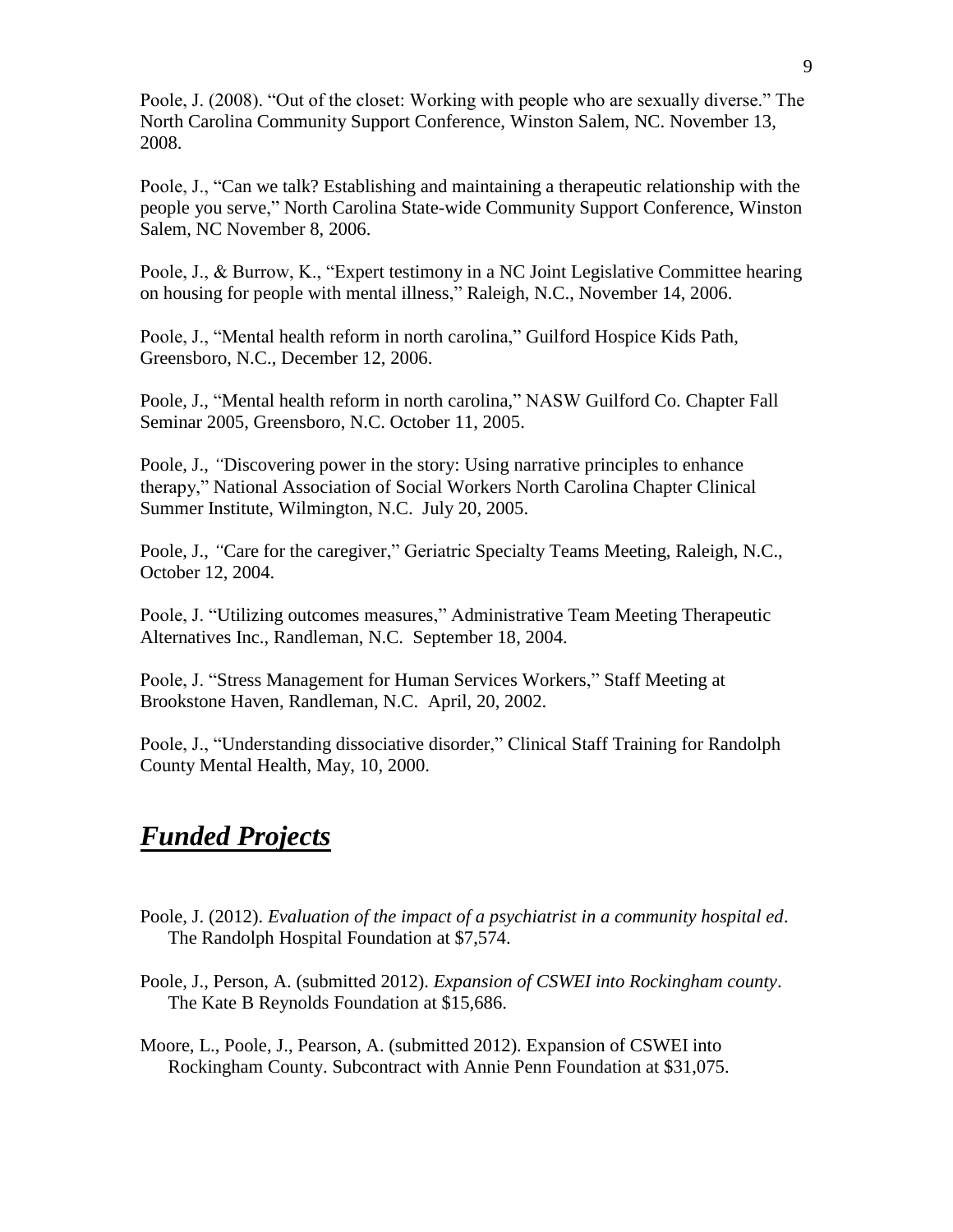Poole, J. (2008). "Out of the closet: Working with people who are sexually diverse." The North Carolina Community Support Conference, Winston Salem, NC. November 13, 2008.

Poole, J., "Can we talk? Establishing and maintaining a therapeutic relationship with the people you serve," North Carolina State-wide Community Support Conference, Winston Salem, NC November 8, 2006.

Poole, J., & Burrow, K., "Expert testimony in a NC Joint Legislative Committee hearing on housing for people with mental illness," Raleigh, N.C., November 14, 2006.

Poole, J., "Mental health reform in north carolina," Guilford Hospice Kids Path, Greensboro, N.C., December 12, 2006.

Poole, J., "Mental health reform in north carolina," NASW Guilford Co. Chapter Fall Seminar 2005, Greensboro, N.C. October 11, 2005.

Poole, J., "Discovering power in the story: Using narrative principles to enhance therapy," National Association of Social Workers North Carolina Chapter Clinical Summer Institute, Wilmington, N.C. July 20, 2005.

Poole, J., "Care for the caregiver," Geriatric Specialty Teams Meeting, Raleigh, N.C., October 12, 2004.

Poole, J. "Utilizing outcomes measures," Administrative Team Meeting Therapeutic Alternatives Inc., Randleman, N.C. September 18, 2004.

Poole, J. "Stress Management for Human Services Workers," Staff Meeting at Brookstone Haven, Randleman, N.C. April, 20, 2002.

Poole, J., "Understanding dissociative disorder," Clinical Staff Training for Randolph County Mental Health, May, 10, 2000.

## ***Funded Projects***

Poole, J. (2012). *Evaluation of the impact of a psychiatrist in a community hospital ed*. The Randolph Hospital Foundation at $7,574.

Poole, J., Person, A. (submitted 2012). *Expansion of CSWEI into Rockingham county*. The Kate B Reynolds Foundation at $15,686.

Moore, L., Poole, J., Pearson, A. (submitted 2012). Expansion of CSWEI into Rockingham County. Subcontract with Annie Penn Foundation at $31,075.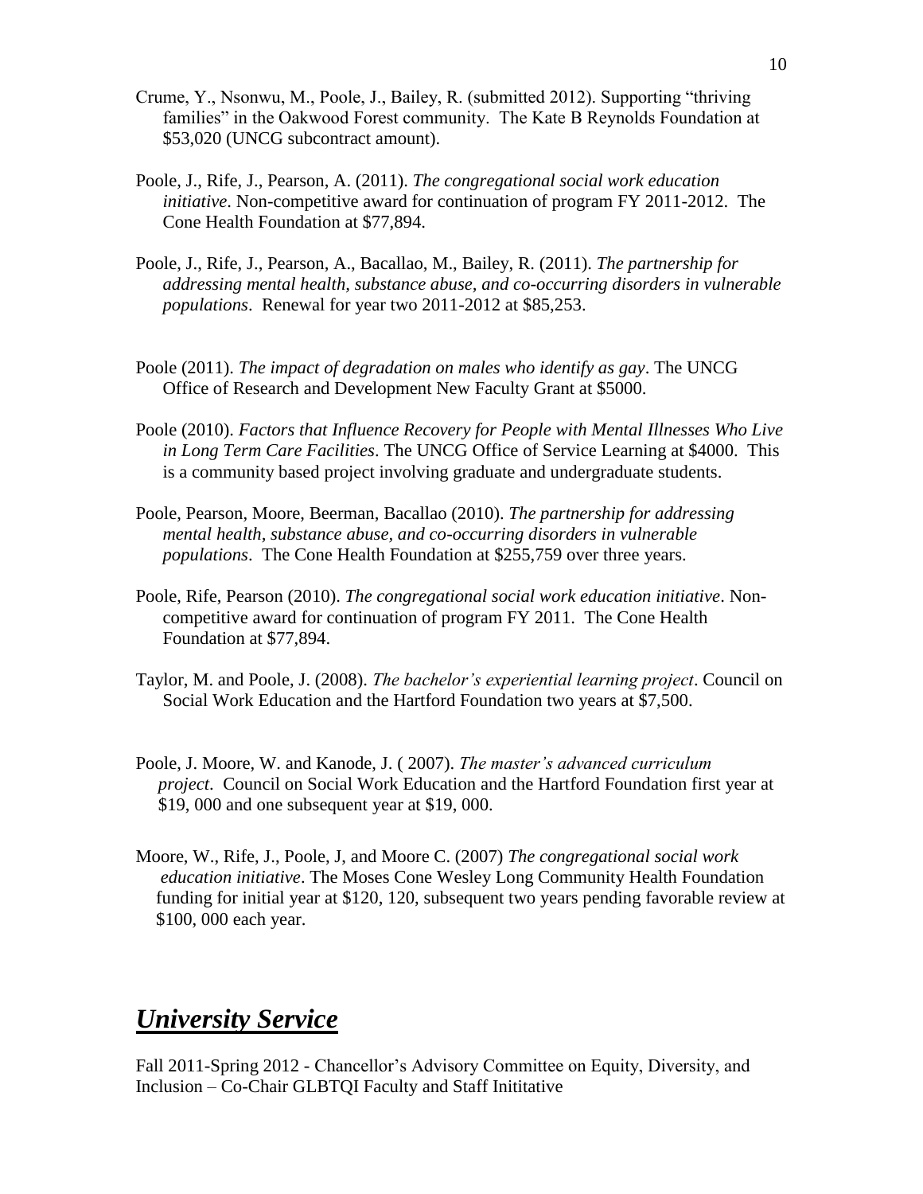Crume, Y., Nsonwu, M., Poole, J., Bailey, R. (submitted 2012). Supporting "thriving families" in the Oakwood Forest community. The Kate B Reynolds Foundation at $53,020 (UNCG subcontract amount).

Poole, J., Rife, J., Pearson, A. (2011). *The congregational social work education initiative*. Non-competitive award for continuation of program FY 2011-2012. The Cone Health Foundation at $77,894.

Poole, J., Rife, J., Pearson, A., Bacallao, M., Bailey, R. (2011). *The partnership for addressing mental health, substance abuse, and co-occurring disorders in vulnerable populations*. Renewal for year two 2011-2012 at $85,253.

Poole (2011). *The impact of degradation on males who identify as gay*. The UNCG Office of Research and Development New Faculty Grant at $5000.

Poole (2010). *Factors that Influence Recovery for People with Mental Illnesses Who Live in Long Term Care Facilities*. The UNCG Office of Service Learning at $4000. This is a community based project involving graduate and undergraduate students.

Poole, Pearson, Moore, Beerman, Bacallao (2010). *The partnership for addressing mental health, substance abuse, and co-occurring disorders in vulnerable populations*. The Cone Health Foundation at $255,759 over three years.

Poole, Rife, Pearson (2010). *The congregational social work education initiative*. Non-competitive award for continuation of program FY 2011. The Cone Health Foundation at $77,894.

Taylor, M. and Poole, J. (2008). *The bachelor's experiential learning project*. Council on Social Work Education and the Hartford Foundation two years at $7,500.

Poole, J. Moore, W. and Kanode, J. ( 2007). *The master's advanced curriculum project*. Council on Social Work Education and the Hartford Foundation first year at $19, 000 and one subsequent year at $19, 000.

Moore, W., Rife, J., Poole, J, and Moore C. (2007) *The congregational social work education initiative*. The Moses Cone Wesley Long Community Health Foundation funding for initial year at $120, 120, subsequent two years pending favorable review at $100, 000 each year.

## ***University Service***

Fall 2011-Spring 2012 - Chancellor's Advisory Committee on Equity, Diversity, and Inclusion – Co-Chair GLBTQI Faculty and Staff Inititative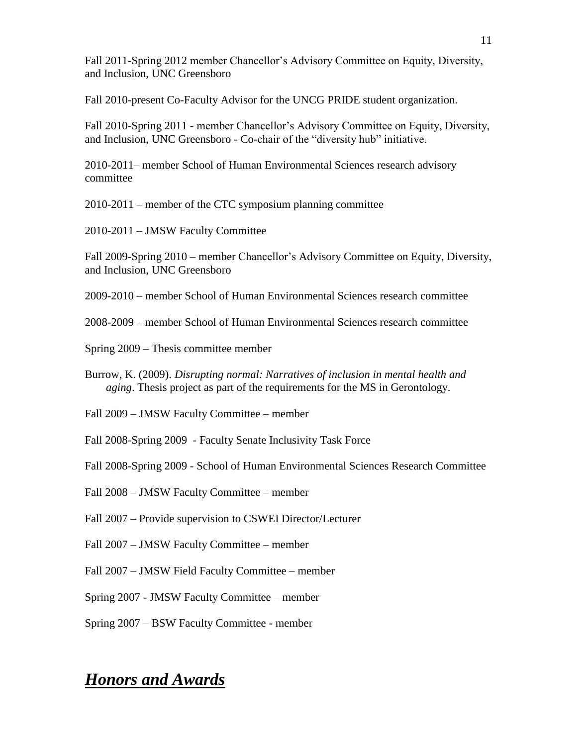Fall 2011-Spring 2012 member Chancellor's Advisory Committee on Equity, Diversity, and Inclusion, UNC Greensboro

Fall 2010-present Co-Faculty Advisor for the UNCG PRIDE student organization.

Fall 2010-Spring 2011 - member Chancellor's Advisory Committee on Equity, Diversity, and Inclusion, UNC Greensboro - Co-chair of the "diversity hub" initiative.

2010-2011– member School of Human Environmental Sciences research advisory committee

2010-2011 – member of the CTC symposium planning committee

2010-2011 – JMSW Faculty Committee

Fall 2009-Spring 2010 – member Chancellor's Advisory Committee on Equity, Diversity, and Inclusion, UNC Greensboro

2009-2010 – member School of Human Environmental Sciences research committee

2008-2009 – member School of Human Environmental Sciences research committee

Spring 2009 – Thesis committee member

Burrow, K. (2009). *Disrupting normal: Narratives of inclusion in mental health and aging*. Thesis project as part of the requirements for the MS in Gerontology.

Fall 2009 – JMSW Faculty Committee – member

Fall 2008-Spring 2009 - Faculty Senate Inclusivity Task Force

Fall 2008-Spring 2009 - School of Human Environmental Sciences Research Committee

Fall 2008 – JMSW Faculty Committee – member

Fall 2007 – Provide supervision to CSWEI Director/Lecturer

Fall 2007 – JMSW Faculty Committee – member

Fall 2007 – JMSW Field Faculty Committee – member

Spring 2007 - JMSW Faculty Committee – member

Spring 2007 – BSW Faculty Committee - member

## ***Honors and Awards***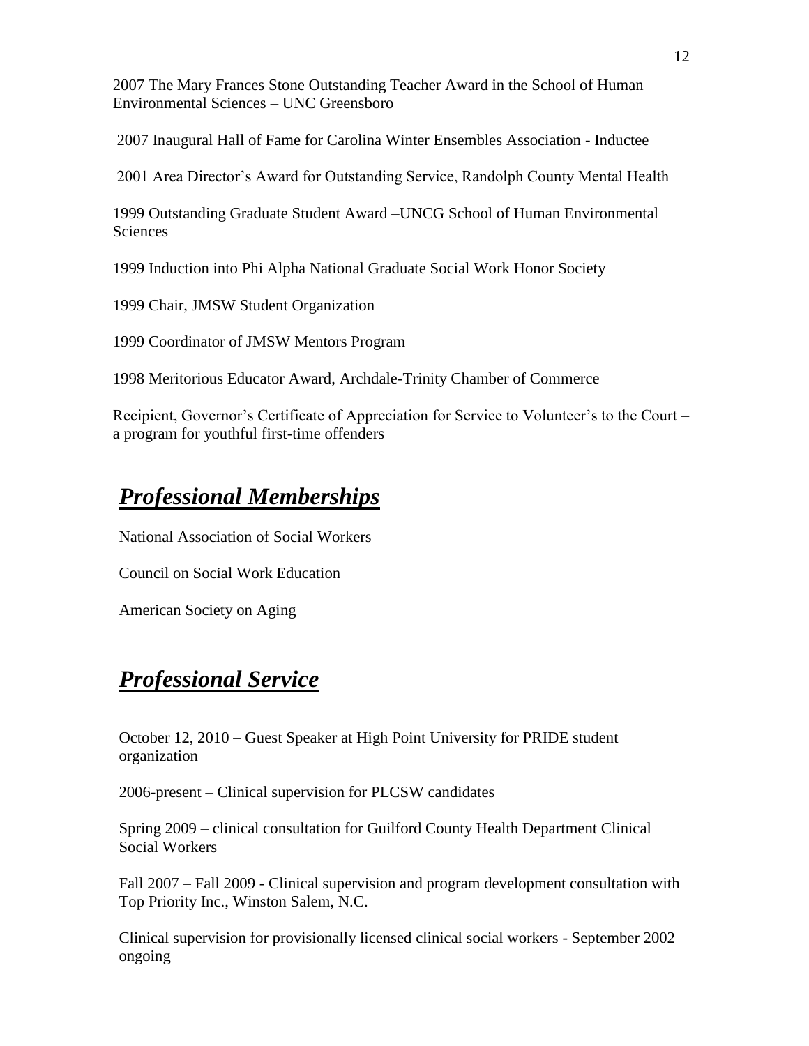2007 The Mary Frances Stone Outstanding Teacher Award in the School of Human Environmental Sciences – UNC Greensboro

2007 Inaugural Hall of Fame for Carolina Winter Ensembles Association - Inductee

2001 Area Director's Award for Outstanding Service, Randolph County Mental Health

1999 Outstanding Graduate Student Award –UNCG School of Human Environmental Sciences

1999 Induction into Phi Alpha National Graduate Social Work Honor Society

1999 Chair, JMSW Student Organization

1999 Coordinator of JMSW Mentors Program

1998 Meritorious Educator Award, Archdale-Trinity Chamber of Commerce

Recipient, Governor's Certificate of Appreciation for Service to Volunteer's to the Court – a program for youthful first-time offenders

## ***Professional Memberships***

National Association of Social Workers

Council on Social Work Education

American Society on Aging

## ***Professional Service***

October 12, 2010 – Guest Speaker at High Point University for PRIDE student organization

2006-present – Clinical supervision for PLCSW candidates

Spring 2009 – clinical consultation for Guilford County Health Department Clinical Social Workers

Fall 2007 – Fall 2009 - Clinical supervision and program development consultation with Top Priority Inc., Winston Salem, N.C.

Clinical supervision for provisionally licensed clinical social workers - September 2002 – ongoing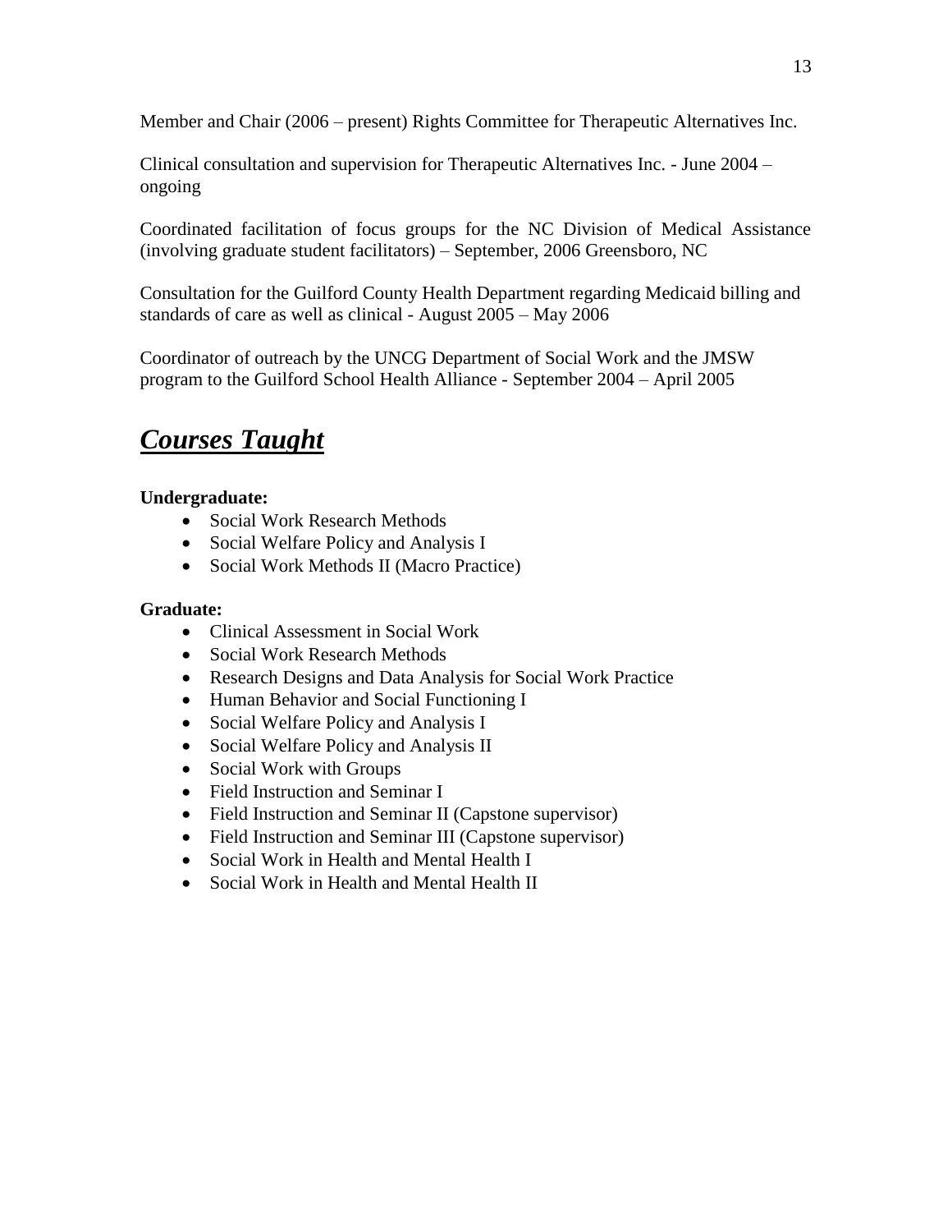Member and Chair (2006 – present) Rights Committee for Therapeutic Alternatives Inc.

Clinical consultation and supervision for Therapeutic Alternatives Inc. - June 2004 – ongoing

Coordinated facilitation of focus groups for the NC Division of Medical Assistance (involving graduate student facilitators) – September, 2006 Greensboro, NC

Consultation for the Guilford County Health Department regarding Medicaid billing and standards of care as well as clinical - August 2005 – May 2006

Coordinator of outreach by the UNCG Department of Social Work and the JMSW program to the Guilford School Health Alliance - September 2004 – April 2005

# ***Courses Taught***

**Undergraduate:**

- Social Work Research Methods
- Social Welfare Policy and Analysis I
- Social Work Methods II (Macro Practice)

**Graduate:**

- Clinical Assessment in Social Work
- Social Work Research Methods
- Research Designs and Data Analysis for Social Work Practice
- Human Behavior and Social Functioning I
- Social Welfare Policy and Analysis I
- Social Welfare Policy and Analysis II
- Social Work with Groups
- Field Instruction and Seminar I
- Field Instruction and Seminar II (Capstone supervisor)
- Field Instruction and Seminar III (Capstone supervisor)
- Social Work in Health and Mental Health I
- Social Work in Health and Mental Health II